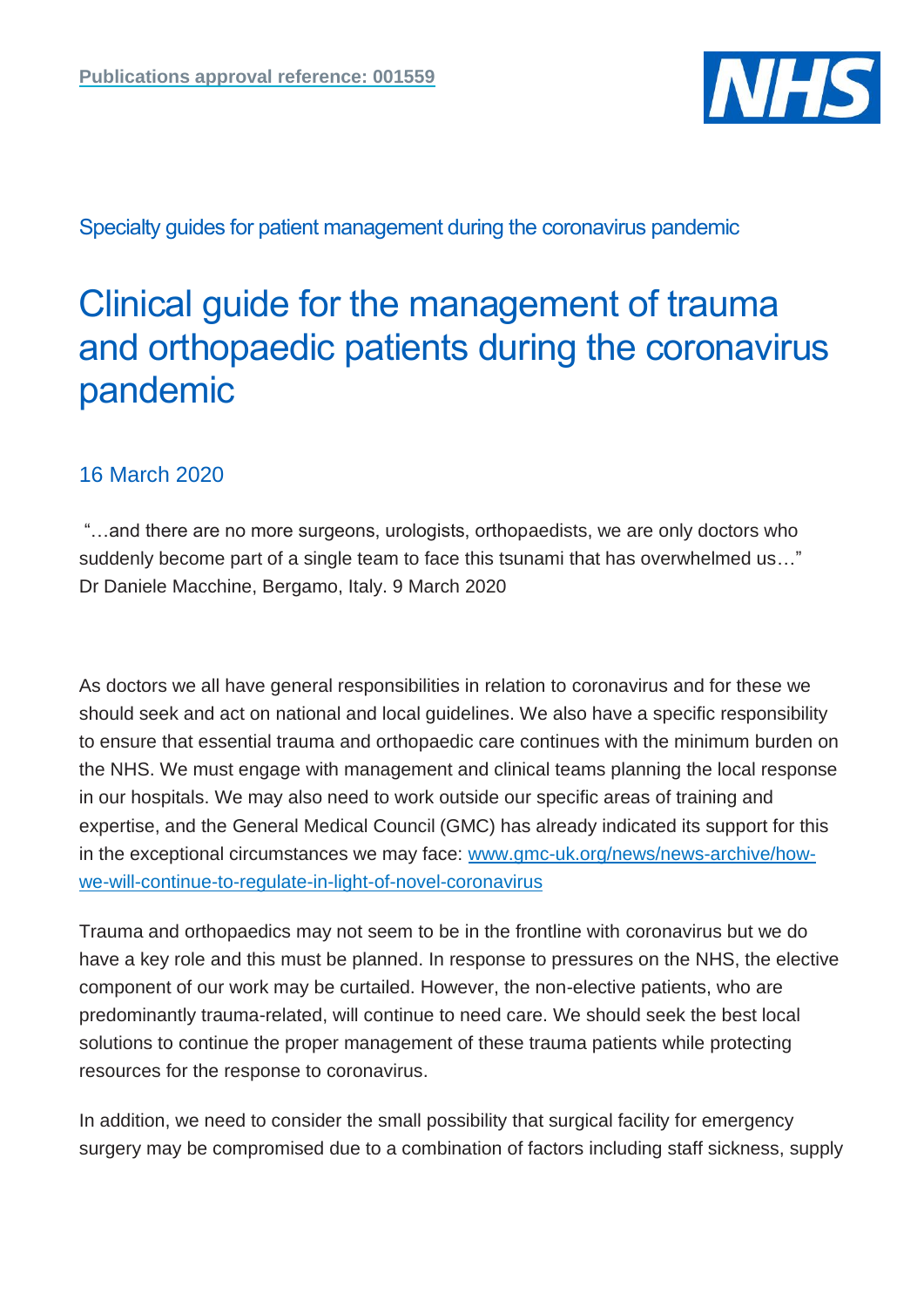**Publications approval reference: 001559**

Specialty guides for patient management during the coronavirus pandemic

# Clinical guide for the management of trauma and orthopaedic patients during the coronavirus pandemic

16 March 2020

"…and there are no more surgeons, urologists, orthopaedists, we are only doctors who suddenly become part of a single team to face this tsunami that has overwhelmed us…" Dr Daniele Macchine, Bergamo, Italy. 9 March 2020

As doctors we all have general responsibilities in relation to coronavirus and for these we should seek and act on national and local guidelines. We also have a specific responsibility to ensure that essential trauma and orthopaedic care continues with the minimum burden on the NHS. We must engage with management and clinical teams planning the local response in our hospitals. We may also need to work outside our specific areas of training and expertise, and the General Medical Council (GMC) has already indicated its support for this in the exceptional circumstances we may face: [www.gmc-uk.org/news/news-archive/how-we-will-continue-to-regulate-in-light-of-novel-coronavirus](https://www.gmc-uk.org/news/news-archive/how-we-will-continue-to-regulate-in-light-of-novel-coronavirus)

Trauma and orthopaedics may not seem to be in the frontline with coronavirus but we do have a key role and this must be planned. In response to pressures on the NHS, the elective component of our work may be curtailed. However, the non-elective patients, who are predominantly trauma-related, will continue to need care. We should seek the best local solutions to continue the proper management of these trauma patients while protecting resources for the response to coronavirus.

In addition, we need to consider the small possibility that surgical facility for emergency surgery may be compromised due to a combination of factors including staff sickness, supply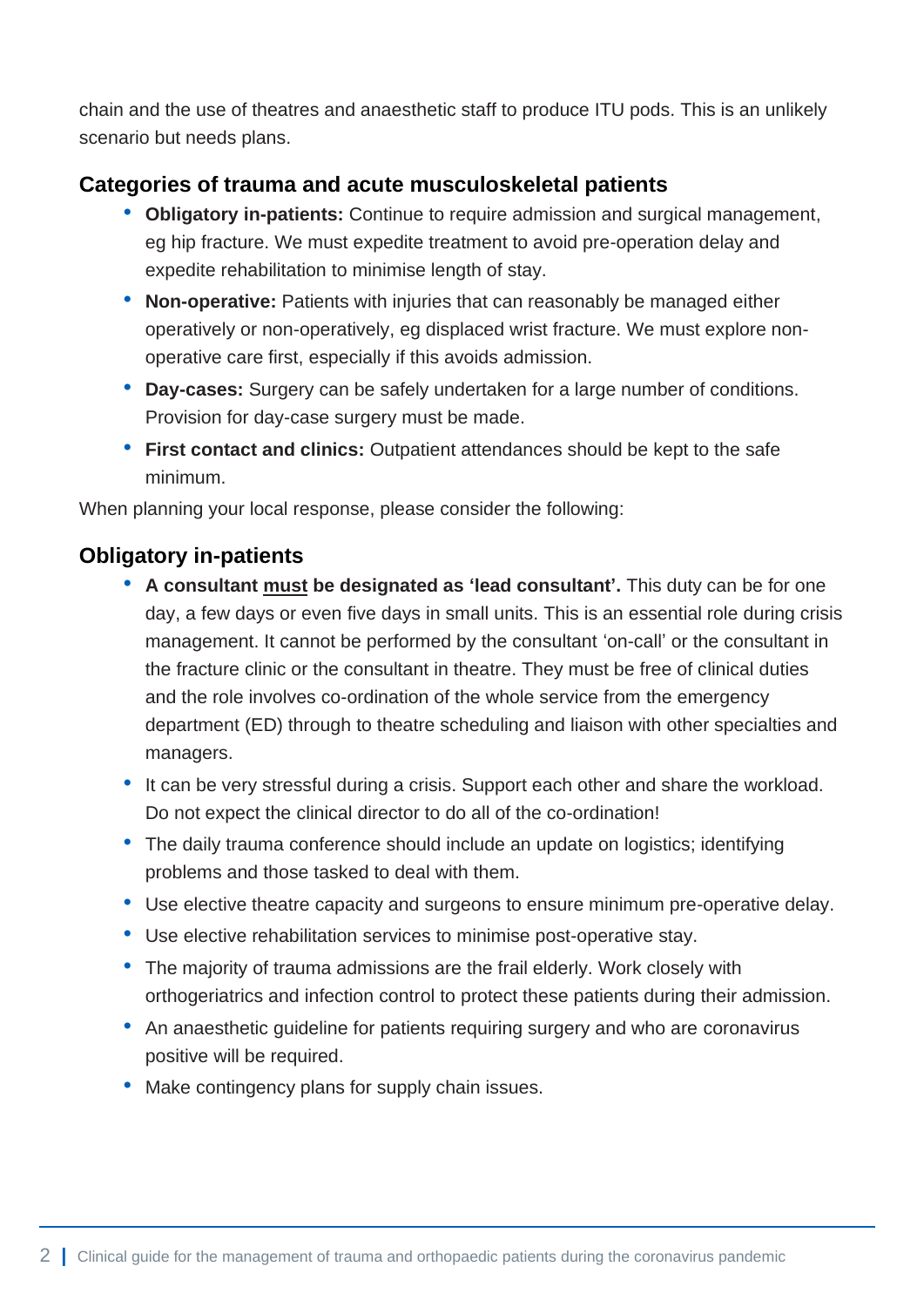chain and the use of theatres and anaesthetic staff to produce ITU pods. This is an unlikely scenario but needs plans.

## Categories of trauma and acute musculoskeletal patients

- **Obligatory in-patients:** Continue to require admission and surgical management, eg hip fracture. We must expedite treatment to avoid pre-operation delay and expedite rehabilitation to minimise length of stay.
- **Non-operative:** Patients with injuries that can reasonably be managed either operatively or non-operatively, eg displaced wrist fracture. We must explore non-operative care first, especially if this avoids admission.
- **Day-cases:** Surgery can be safely undertaken for a large number of conditions. Provision for day-case surgery must be made.
- **First contact and clinics:** Outpatient attendances should be kept to the safe minimum.

When planning your local response, please consider the following:

## Obligatory in-patients

- **A consultant <u>must</u> be designated as 'lead consultant'.** This duty can be for one day, a few days or even five days in small units. This is an essential role during crisis management. It cannot be performed by the consultant 'on-call' or the consultant in the fracture clinic or the consultant in theatre. They must be free of clinical duties and the role involves co-ordination of the whole service from the emergency department (ED) through to theatre scheduling and liaison with other specialties and managers.
- It can be very stressful during a crisis. Support each other and share the workload. Do not expect the clinical director to do all of the co-ordination!
- The daily trauma conference should include an update on logistics; identifying problems and those tasked to deal with them.
- Use elective theatre capacity and surgeons to ensure minimum pre-operative delay.
- Use elective rehabilitation services to minimise post-operative stay.
- The majority of trauma admissions are the frail elderly. Work closely with orthogeriatrics and infection control to protect these patients during their admission.
- An anaesthetic guideline for patients requiring surgery and who are coronavirus positive will be required.
- Make contingency plans for supply chain issues.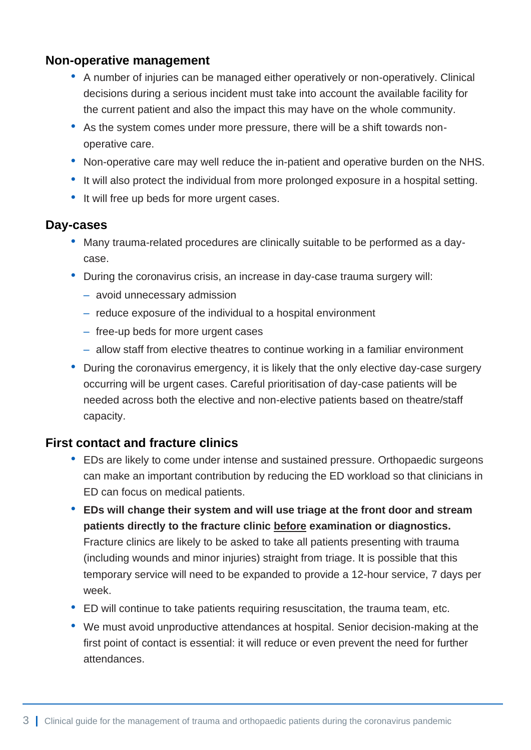## Non-operative management

- A number of injuries can be managed either operatively or non-operatively. Clinical decisions during a serious incident must take into account the available facility for the current patient and also the impact this may have on the whole community.
- As the system comes under more pressure, there will be a shift towards non-operative care.
- Non-operative care may well reduce the in-patient and operative burden on the NHS.
- It will also protect the individual from more prolonged exposure in a hospital setting.
- It will free up beds for more urgent cases.

## Day-cases

- Many trauma-related procedures are clinically suitable to be performed as a day-case.
- During the coronavirus crisis, an increase in day-case trauma surgery will:
  - avoid unnecessary admission
  - reduce exposure of the individual to a hospital environment
  - free-up beds for more urgent cases
  - allow staff from elective theatres to continue working in a familiar environment
- During the coronavirus emergency, it is likely that the only elective day-case surgery occurring will be urgent cases. Careful prioritisation of day-case patients will be needed across both the elective and non-elective patients based on theatre/staff capacity.

## First contact and fracture clinics

- EDs are likely to come under intense and sustained pressure. Orthopaedic surgeons can make an important contribution by reducing the ED workload so that clinicians in ED can focus on medical patients.
- **EDs will change their system and will use triage at the front door and stream patients directly to the fracture clinic <u>before</u> examination or diagnostics.** Fracture clinics are likely to be asked to take all patients presenting with trauma (including wounds and minor injuries) straight from triage. It is possible that this temporary service will need to be expanded to provide a 12-hour service, 7 days per week.
- ED will continue to take patients requiring resuscitation, the trauma team, etc.
- We must avoid unproductive attendances at hospital. Senior decision-making at the first point of contact is essential: it will reduce or even prevent the need for further attendances.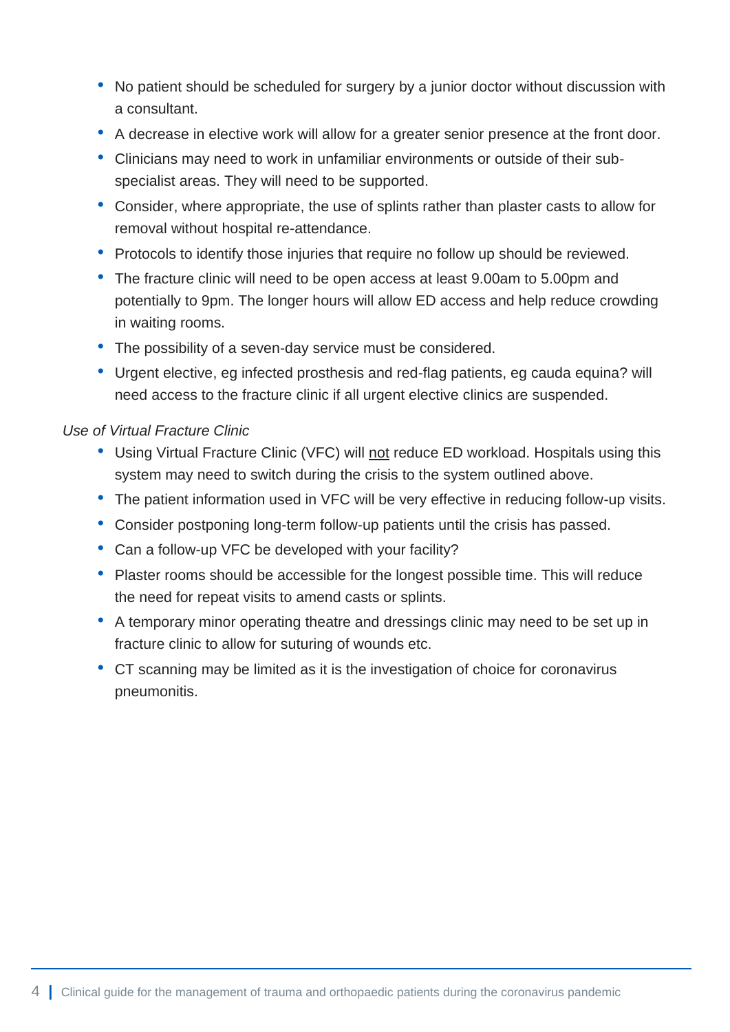- No patient should be scheduled for surgery by a junior doctor without discussion with a consultant.
- A decrease in elective work will allow for a greater senior presence at the front door.
- Clinicians may need to work in unfamiliar environments or outside of their sub-specialist areas. They will need to be supported.
- Consider, where appropriate, the use of splints rather than plaster casts to allow for removal without hospital re-attendance.
- Protocols to identify those injuries that require no follow up should be reviewed.
- The fracture clinic will need to be open access at least 9.00am to 5.00pm and potentially to 9pm. The longer hours will allow ED access and help reduce crowding in waiting rooms.
- The possibility of a seven-day service must be considered.
- Urgent elective, eg infected prosthesis and red-flag patients, eg cauda equina? will need access to the fracture clinic if all urgent elective clinics are suspended.

*Use of Virtual Fracture Clinic*

- Using Virtual Fracture Clinic (VFC) will <u>not</u> reduce ED workload. Hospitals using this system may need to switch during the crisis to the system outlined above.
- The patient information used in VFC will be very effective in reducing follow-up visits.
- Consider postponing long-term follow-up patients until the crisis has passed.
- Can a follow-up VFC be developed with your facility?
- Plaster rooms should be accessible for the longest possible time. This will reduce the need for repeat visits to amend casts or splints.
- A temporary minor operating theatre and dressings clinic may need to be set up in fracture clinic to allow for suturing of wounds etc.
- CT scanning may be limited as it is the investigation of choice for coronavirus pneumonitis.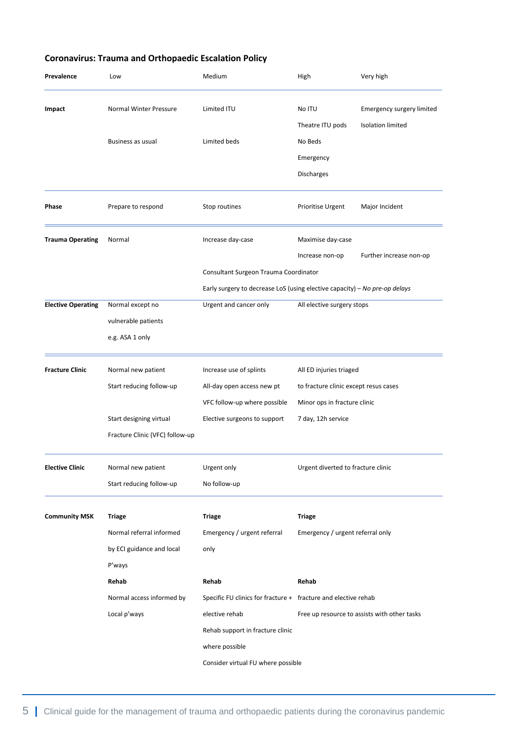## Coronavirus: Trauma and Orthopaedic Escalation Policy

| **Prevalence** | Low | Medium | High | Very high |
|---|---|---|---|---|
| **Impact** | Normal Winter Pressure<br><br>Business as usual | Limited ITU<br><br>Limited beds | No ITU<br>Theatre ITU pods<br>No Beds<br>Emergency<br>Discharges | Emergency surgery limited<br>Isolation limited |
| **Phase** | Prepare to respond | Stop routines | Prioritise Urgent | Major Incident |
| **Trauma Operating** | Normal | Increase day-case<br><br>Consultant Surgeon Trauma Coordinator<br>Early surgery to decrease LoS (using elective capacity) – *No pre-op delays* | Maximise day-case<br>Increase non-op | Further increase non-op |
| **Elective Operating** | Normal except no vulnerable patients e.g. ASA 1 only | Urgent and cancer only | All elective surgery stops | |
| **Fracture Clinic** | Normal new patient<br>Start reducing follow-up<br><br>Start designing virtual Fracture Clinic (VFC) follow-up | Increase use of splints<br>All-day open access new pt<br>VFC follow-up where possible<br>Elective surgeons to support | All ED injuries triaged to fracture clinic except resus cases<br>Minor ops in fracture clinic<br>7 day, 12h service | |
| **Elective Clinic** | Normal new patient<br>Start reducing follow-up | Urgent only<br>No follow-up | Urgent diverted to fracture clinic | |
| **Community MSK** | **Triage**<br>Normal referral informed by ECI guidance and local P'ways<br>**Rehab**<br>Normal access informed by Local p'ways | **Triage**<br>Emergency / urgent referral only<br><br>**Rehab**<br>Specific FU clinics for fracture + elective rehab<br>Rehab support in fracture clinic where possible<br>Consider virtual FU where possible | **Triage**<br>Emergency / urgent referral only<br><br>**Rehab**<br>fracture and elective rehab<br>Free up resource to assists with other tasks | |